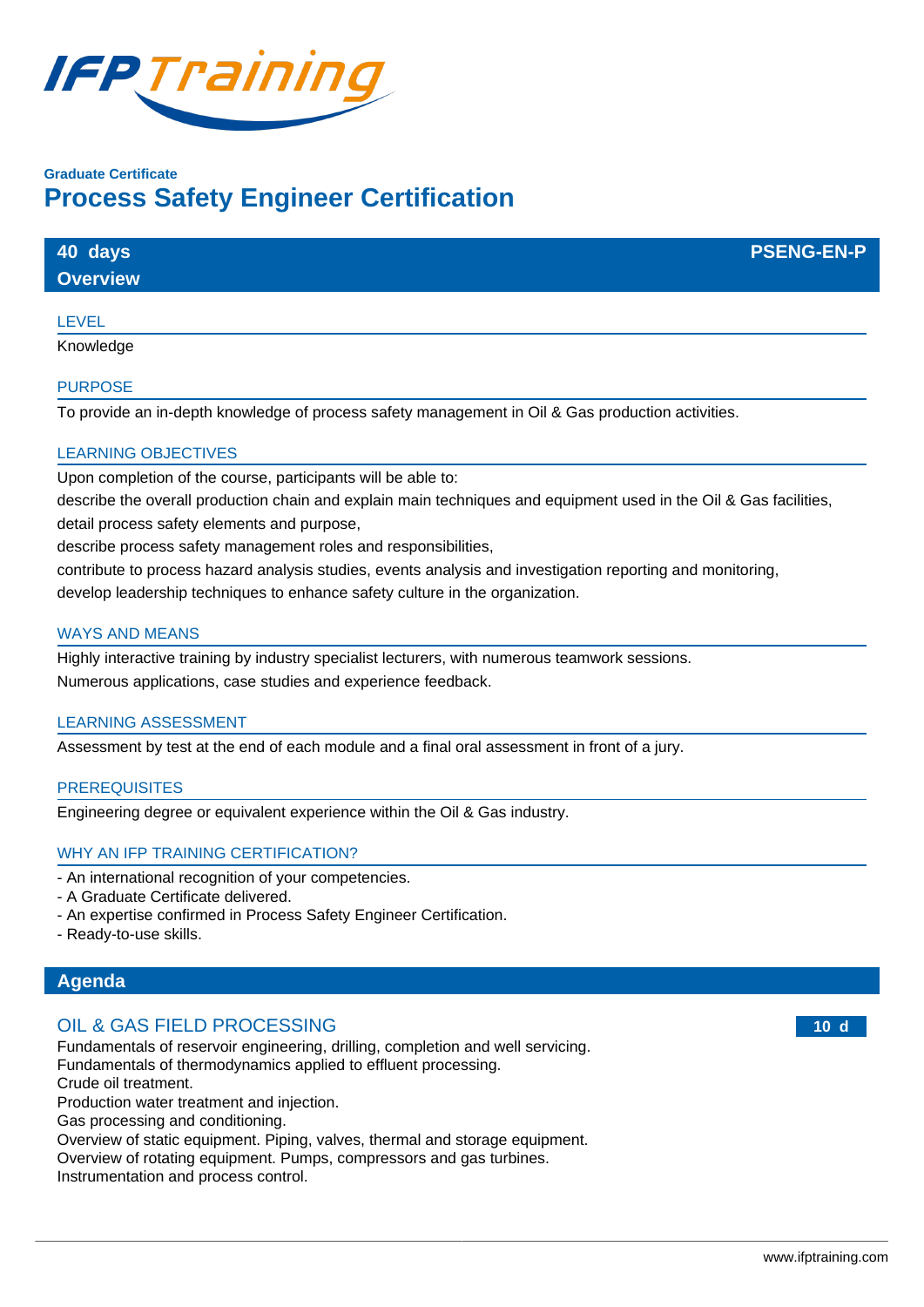Graduate Certificate

# Process Safety Engineer Certification

**40 days** — **PSENG-EN-P**

## Overview

### LEVEL

Knowledge

### PURPOSE

To provide an in-depth knowledge of process safety management in Oil & Gas production activities.

### LEARNING OBJECTIVES

Upon completion of the course, participants will be able to:

describe the overall production chain and explain main techniques and equipment used in the Oil & Gas facilities,

detail process safety elements and purpose,

describe process safety management roles and responsibilities,

contribute to process hazard analysis studies, events analysis and investigation reporting and monitoring,

develop leadership techniques to enhance safety culture in the organization.

### WAYS AND MEANS

Highly interactive training by industry specialist lecturers, with numerous teamwork sessions.

Numerous applications, case studies and experience feedback.

### LEARNING ASSESSMENT

Assessment by test at the end of each module and a final oral assessment in front of a jury.

### PREREQUISITES

Engineering degree or equivalent experience within the Oil & Gas industry.

### WHY AN IFP TRAINING CERTIFICATION?

- An international recognition of your competencies.
- A Graduate Certificate delivered.
- An expertise confirmed in Process Safety Engineer Certification.
- Ready-to-use skills.

## Agenda

### OIL & GAS FIELD PROCESSING — 10 d

Fundamentals of reservoir engineering, drilling, completion and well servicing.
Fundamentals of thermodynamics applied to effluent processing.
Crude oil treatment.
Production water treatment and injection.
Gas processing and conditioning.
Overview of static equipment. Piping, valves, thermal and storage equipment.
Overview of rotating equipment. Pumps, compressors and gas turbines.
Instrumentation and process control.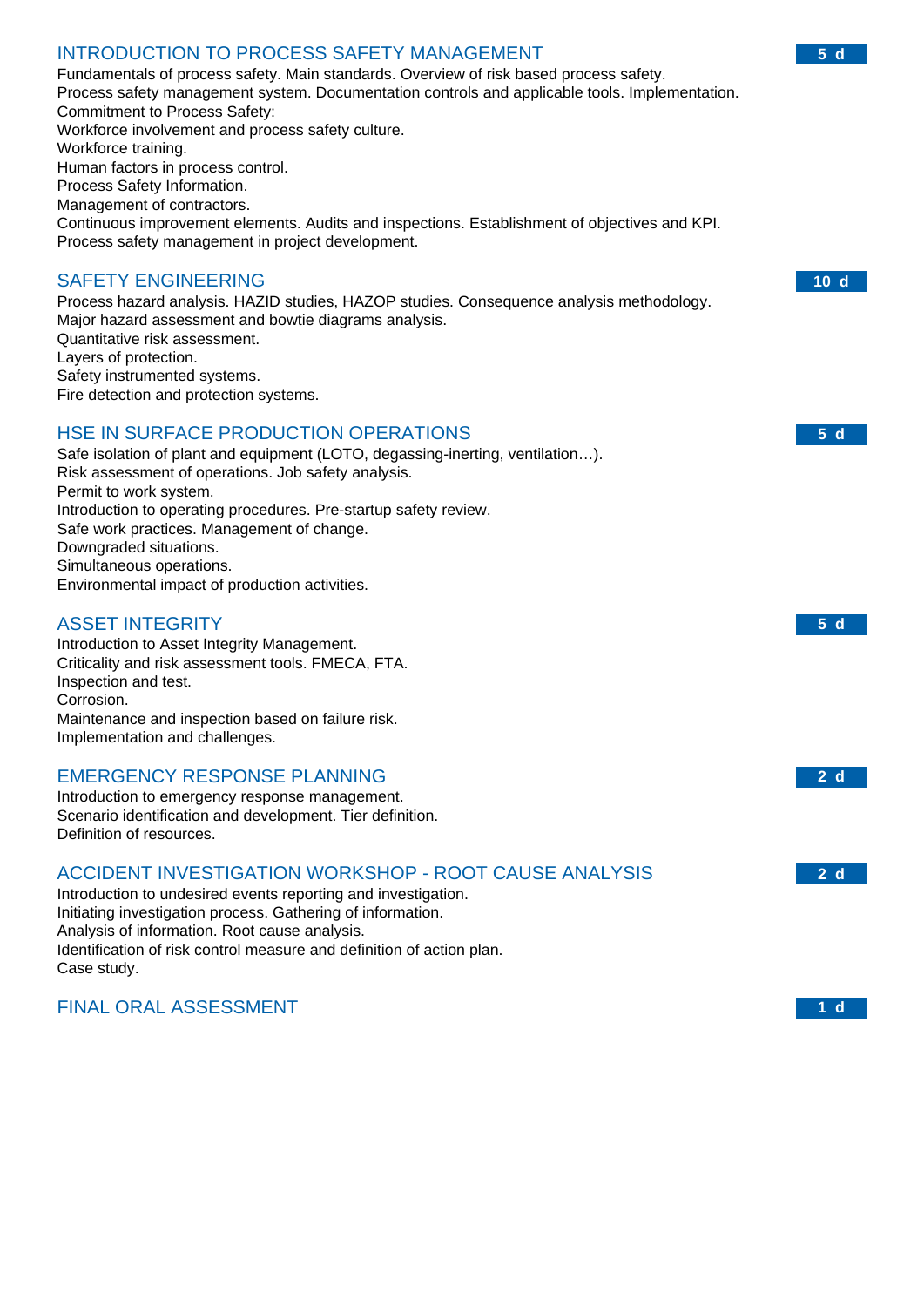## INTRODUCTION TO PROCESS SAFETY MANAGEMENT

**5 d**

Fundamentals of process safety. Main standards. Overview of risk based process safety.
Process safety management system. Documentation controls and applicable tools. Implementation.
Commitment to Process Safety:
Workforce involvement and process safety culture.
Workforce training.
Human factors in process control.
Process Safety Information.
Management of contractors.
Continuous improvement elements. Audits and inspections. Establishment of objectives and KPI.
Process safety management in project development.

## SAFETY ENGINEERING

**10 d**

Process hazard analysis. HAZID studies, HAZOP studies. Consequence analysis methodology.
Major hazard assessment and bowtie diagrams analysis.
Quantitative risk assessment.
Layers of protection.
Safety instrumented systems.
Fire detection and protection systems.

## HSE IN SURFACE PRODUCTION OPERATIONS

**5 d**

Safe isolation of plant and equipment (LOTO, degassing-inerting, ventilation…).
Risk assessment of operations. Job safety analysis.
Permit to work system.
Introduction to operating procedures. Pre-startup safety review.
Safe work practices. Management of change.
Downgraded situations.
Simultaneous operations.
Environmental impact of production activities.

## ASSET INTEGRITY

**5 d**

Introduction to Asset Integrity Management.
Criticality and risk assessment tools. FMECA, FTA.
Inspection and test.
Corrosion.
Maintenance and inspection based on failure risk.
Implementation and challenges.

## EMERGENCY RESPONSE PLANNING

**2 d**

Introduction to emergency response management.
Scenario identification and development. Tier definition.
Definition of resources.

## ACCIDENT INVESTIGATION WORKSHOP - ROOT CAUSE ANALYSIS

**2 d**

Introduction to undesired events reporting and investigation.
Initiating investigation process. Gathering of information.
Analysis of information. Root cause analysis.
Identification of risk control measure and definition of action plan.
Case study.

## FINAL ORAL ASSESSMENT

**1 d**